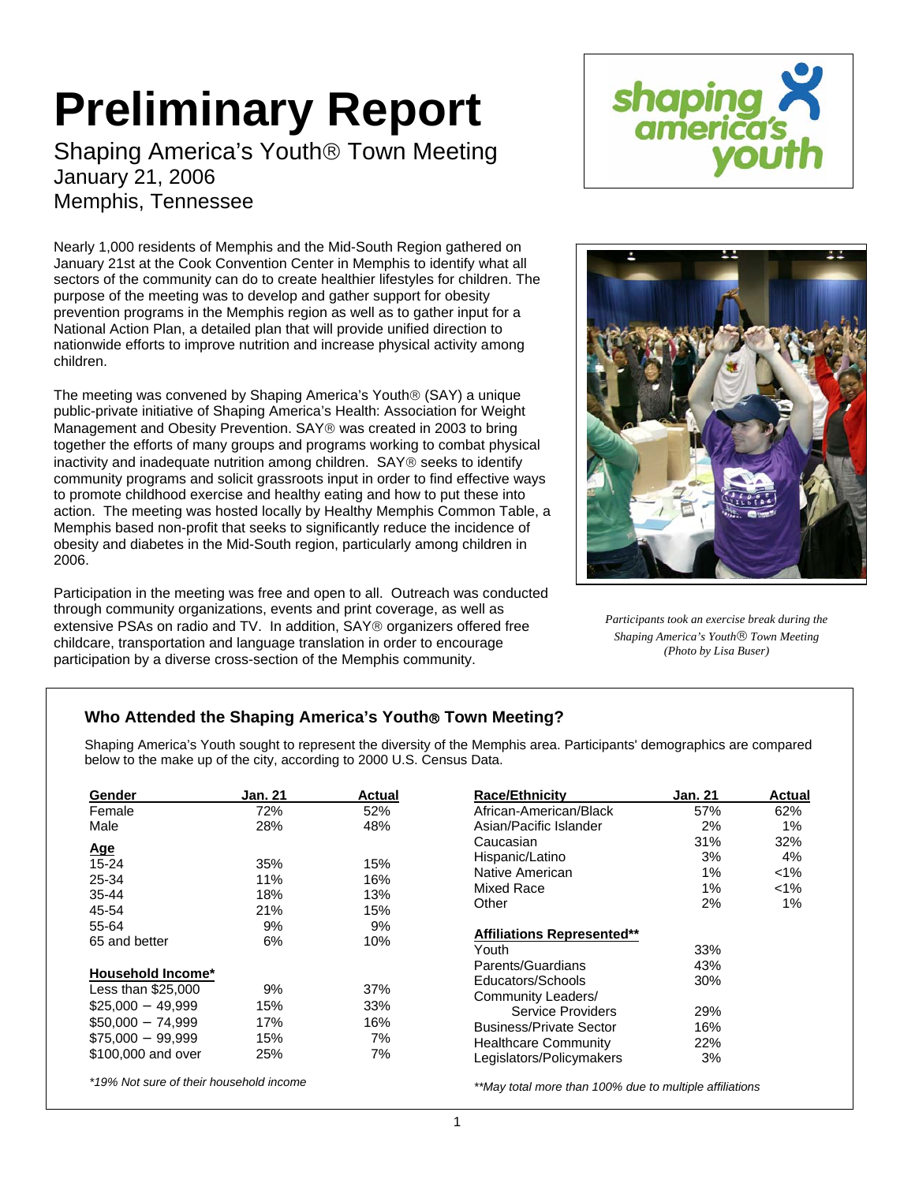# Preliminary Report

Shaping America's Youth® Town Meeting
January 21, 2006
Memphis, Tennessee

Nearly 1,000 residents of Memphis and the Mid-South Region gathered on January 21st at the Cook Convention Center in Memphis to identify what all sectors of the community can do to create healthier lifestyles for children. The purpose of the meeting was to develop and gather support for obesity prevention programs in the Memphis region as well as to gather input for a National Action Plan, a detailed plan that will provide unified direction to nationwide efforts to improve nutrition and increase physical activity among children.

The meeting was convened by Shaping America's Youth® (SAY) a unique public-private initiative of Shaping America's Health: Association for Weight Management and Obesity Prevention. SAY® was created in 2003 to bring together the efforts of many groups and programs working to combat physical inactivity and inadequate nutrition among children. SAY® seeks to identify community programs and solicit grassroots input in order to find effective ways to promote childhood exercise and healthy eating and how to put these into action. The meeting was hosted locally by Healthy Memphis Common Table, a Memphis based non-profit that seeks to significantly reduce the incidence of obesity and diabetes in the Mid-South region, particularly among children in 2006.

Participation in the meeting was free and open to all. Outreach was conducted through community organizations, events and print coverage, as well as extensive PSAs on radio and TV. In addition, SAY® organizers offered free childcare, transportation and language translation in order to encourage participation by a diverse cross-section of the Memphis community.

*Participants took an exercise break during the Shaping America's Youth® Town Meeting (Photo by Lisa Buser)*

## Who Attended the Shaping America's Youth® Town Meeting?

Shaping America's Youth sought to represent the diversity of the Memphis area. Participants' demographics are compared below to the make up of the city, according to 2000 U.S. Census Data.

| **Gender** | **Jan. 21** | **Actual** |
|---|---|---|
| Female | 72% | 52% |
| Male | 28% | 48% |
| **Age** | | |
| 15-24 | 35% | 15% |
| 25-34 | 11% | 16% |
| 35-44 | 18% | 13% |
| 45-54 | 21% | 15% |
| 55-64 | 9% | 9% |
| 65 and better | 6% | 10% |
| **Household Income*** | | |
| Less than $25,000 | 9% | 37% |
| $25,000 – 49,999 | 15% | 33% |
| $50,000 – 74,999 | 17% | 16% |
| $75,000 – 99,999 | 15% | 7% |
| $100,000 and over | 25% | 7% |

*19% Not sure of their household income

| **Race/Ethnicity** | **Jan. 21** | **Actual** |
|---|---|---|
| African-American/Black | 57% | 62% |
| Asian/Pacific Islander | 2% | 1% |
| Caucasian | 31% | 32% |
| Hispanic/Latino | 3% | 4% |
| Native American | 1% | <1% |
| Mixed Race | 1% | <1% |
| Other | 2% | 1% |
| **Affiliations Represented**** | | |
| Youth | 33% | |
| Parents/Guardians | 43% | |
| Educators/Schools | 30% | |
| Community Leaders/ Service Providers | 29% | |
| Business/Private Sector | 16% | |
| Healthcare Community | 22% | |
| Legislators/Policymakers | 3% | |

**May total more than 100% due to multiple affiliations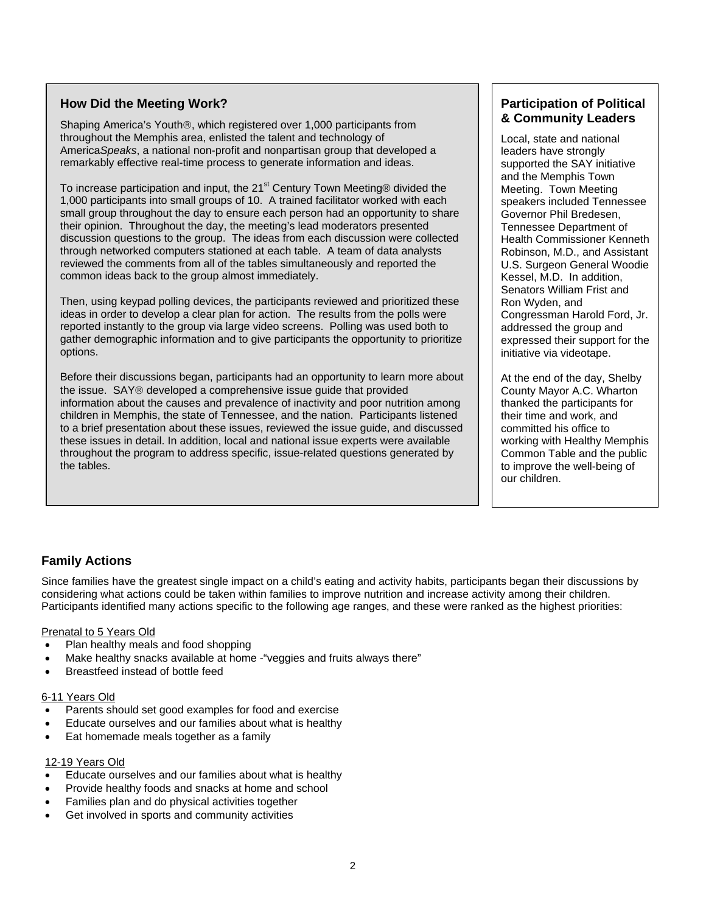## How Did the Meeting Work?

Shaping America's Youth®, which registered over 1,000 participants from throughout the Memphis area, enlisted the talent and technology of America*Speaks*, a national non-profit and nonpartisan group that developed a remarkably effective real-time process to generate information and ideas.

To increase participation and input, the 21st Century Town Meeting® divided the 1,000 participants into small groups of 10. A trained facilitator worked with each small group throughout the day to ensure each person had an opportunity to share their opinion. Throughout the day, the meeting's lead moderators presented discussion questions to the group. The ideas from each discussion were collected through networked computers stationed at each table. A team of data analysts reviewed the comments from all of the tables simultaneously and reported the common ideas back to the group almost immediately.

Then, using keypad polling devices, the participants reviewed and prioritized these ideas in order to develop a clear plan for action. The results from the polls were reported instantly to the group via large video screens. Polling was used both to gather demographic information and to give participants the opportunity to prioritize options.

Before their discussions began, participants had an opportunity to learn more about the issue. SAY® developed a comprehensive issue guide that provided information about the causes and prevalence of inactivity and poor nutrition among children in Memphis, the state of Tennessee, and the nation. Participants listened to a brief presentation about these issues, reviewed the issue guide, and discussed these issues in detail. In addition, local and national issue experts were available throughout the program to address specific, issue-related questions generated by the tables.

## Participation of Political & Community Leaders

Local, state and national leaders have strongly supported the SAY initiative and the Memphis Town Meeting. Town Meeting speakers included Tennessee Governor Phil Bredesen, Tennessee Department of Health Commissioner Kenneth Robinson, M.D., and Assistant U.S. Surgeon General Woodie Kessel, M.D. In addition, Senators William Frist and Ron Wyden, and Congressman Harold Ford, Jr. addressed the group and expressed their support for the initiative via videotape.

At the end of the day, Shelby County Mayor A.C. Wharton thanked the participants for their time and work, and committed his office to working with Healthy Memphis Common Table and the public to improve the well-being of our children.

## Family Actions

Since families have the greatest single impact on a child's eating and activity habits, participants began their discussions by considering what actions could be taken within families to improve nutrition and increase activity among their children. Participants identified many actions specific to the following age ranges, and these were ranked as the highest priorities:

Prenatal to 5 Years Old

- Plan healthy meals and food shopping
- Make healthy snacks available at home -"veggies and fruits always there"
- Breastfeed instead of bottle feed

6-11 Years Old

- Parents should set good examples for food and exercise
- Educate ourselves and our families about what is healthy
- Eat homemade meals together as a family

12-19 Years Old

- Educate ourselves and our families about what is healthy
- Provide healthy foods and snacks at home and school
- Families plan and do physical activities together
- Get involved in sports and community activities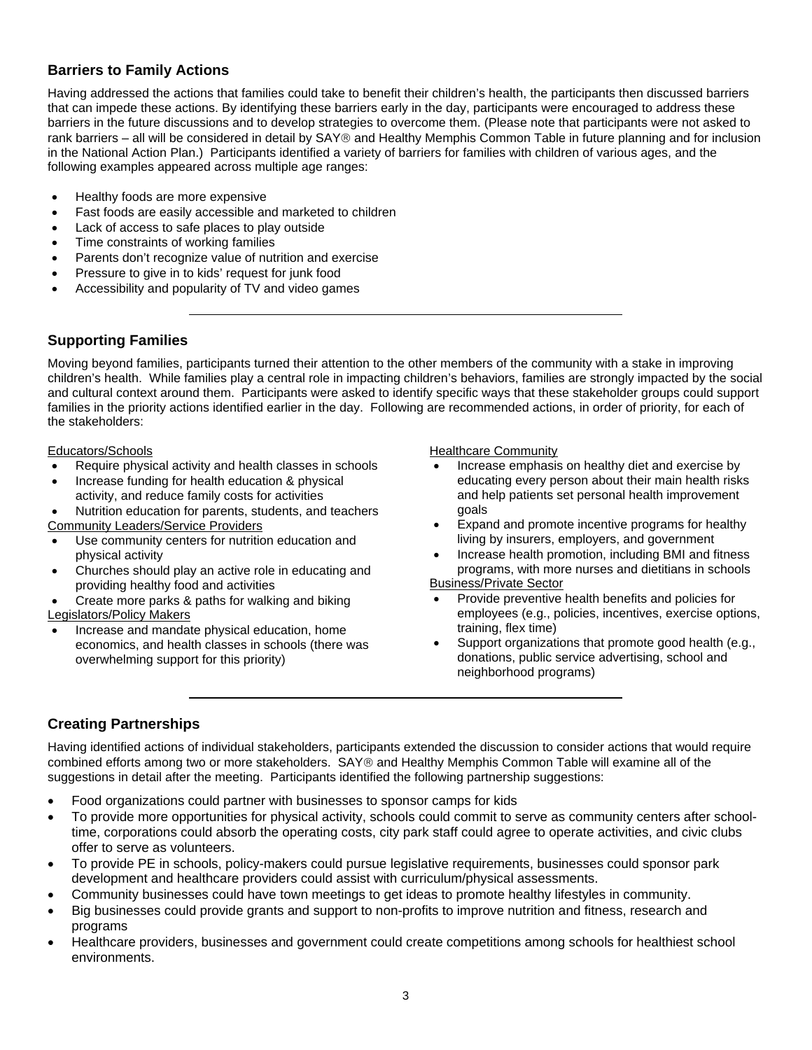## Barriers to Family Actions

Having addressed the actions that families could take to benefit their children's health, the participants then discussed barriers that can impede these actions. By identifying these barriers early in the day, participants were encouraged to address these barriers in the future discussions and to develop strategies to overcome them. (Please note that participants were not asked to rank barriers – all will be considered in detail by SAY® and Healthy Memphis Common Table in future planning and for inclusion in the National Action Plan.) Participants identified a variety of barriers for families with children of various ages, and the following examples appeared across multiple age ranges:

- Healthy foods are more expensive
- Fast foods are easily accessible and marketed to children
- Lack of access to safe places to play outside
- Time constraints of working families
- Parents don't recognize value of nutrition and exercise
- Pressure to give in to kids' request for junk food
- Accessibility and popularity of TV and video games

---

## Supporting Families

Moving beyond families, participants turned their attention to the other members of the community with a stake in improving children's health. While families play a central role in impacting children's behaviors, families are strongly impacted by the social and cultural context around them. Participants were asked to identify specific ways that these stakeholder groups could support families in the priority actions identified earlier in the day. Following are recommended actions, in order of priority, for each of the stakeholders:

Educators/Schools

- Require physical activity and health classes in schools
- Increase funding for health education & physical activity, and reduce family costs for activities
- Nutrition education for parents, students, and teachers

Community Leaders/Service Providers

- Use community centers for nutrition education and physical activity
- Churches should play an active role in educating and providing healthy food and activities
- Create more parks & paths for walking and biking

Legislators/Policy Makers

- Increase and mandate physical education, home economics, and health classes in schools (there was overwhelming support for this priority)

Healthcare Community

- Increase emphasis on healthy diet and exercise by educating every person about their main health risks and help patients set personal health improvement goals
- Expand and promote incentive programs for healthy living by insurers, employers, and government
- Increase health promotion, including BMI and fitness programs, with more nurses and dietitians in schools

Business/Private Sector

- Provide preventive health benefits and policies for employees (e.g., policies, incentives, exercise options, training, flex time)
- Support organizations that promote good health (e.g., donations, public service advertising, school and neighborhood programs)

---

## Creating Partnerships

Having identified actions of individual stakeholders, participants extended the discussion to consider actions that would require combined efforts among two or more stakeholders. SAY® and Healthy Memphis Common Table will examine all of the suggestions in detail after the meeting. Participants identified the following partnership suggestions:

- Food organizations could partner with businesses to sponsor camps for kids
- To provide more opportunities for physical activity, schools could commit to serve as community centers after school-time, corporations could absorb the operating costs, city park staff could agree to operate activities, and civic clubs offer to serve as volunteers.
- To provide PE in schools, policy-makers could pursue legislative requirements, businesses could sponsor park development and healthcare providers could assist with curriculum/physical assessments.
- Community businesses could have town meetings to get ideas to promote healthy lifestyles in community.
- Big businesses could provide grants and support to non-profits to improve nutrition and fitness, research and programs
- Healthcare providers, businesses and government could create competitions among schools for healthiest school environments.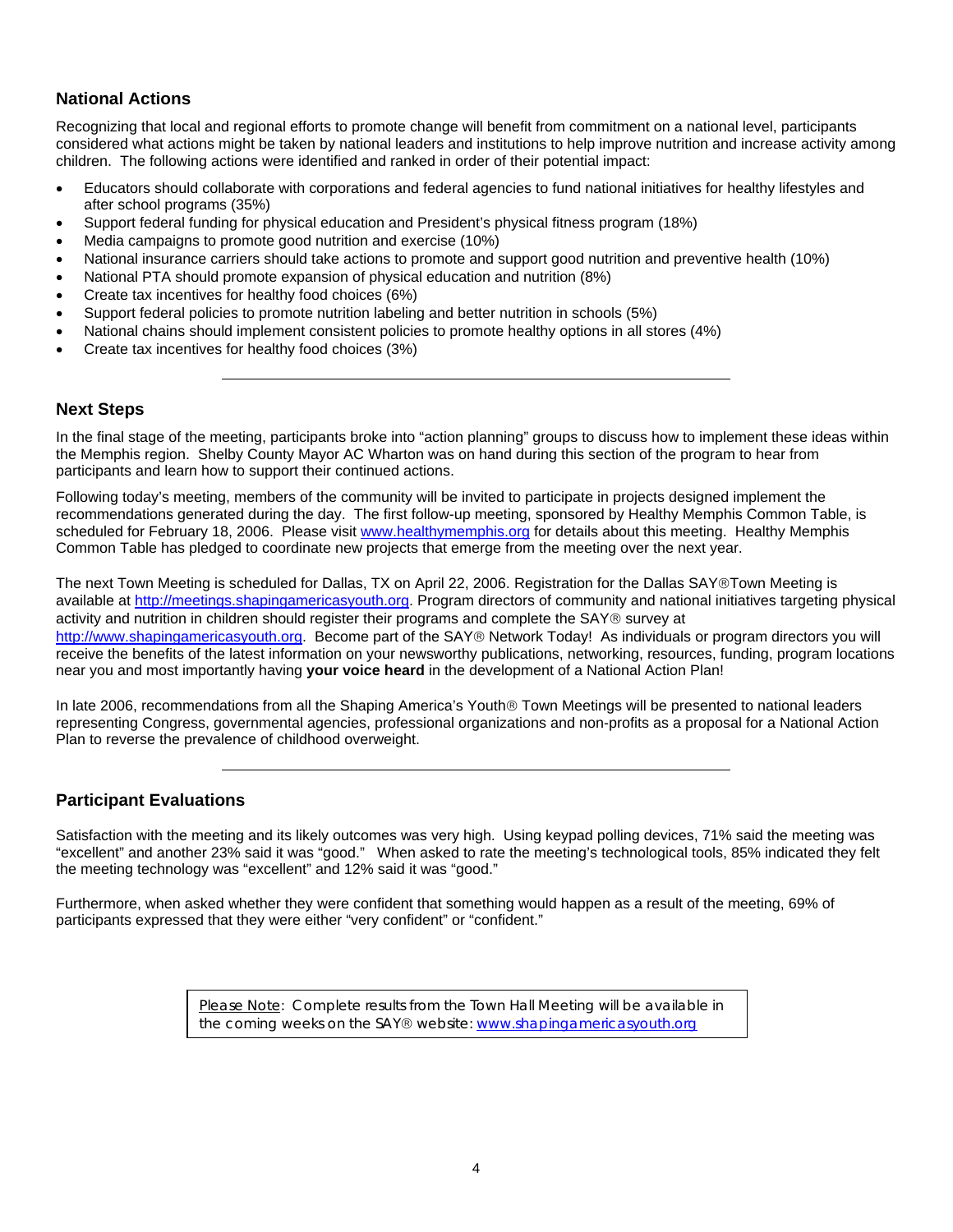## National Actions

Recognizing that local and regional efforts to promote change will benefit from commitment on a national level, participants considered what actions might be taken by national leaders and institutions to help improve nutrition and increase activity among children. The following actions were identified and ranked in order of their potential impact:

- Educators should collaborate with corporations and federal agencies to fund national initiatives for healthy lifestyles and after school programs (35%)
- Support federal funding for physical education and President's physical fitness program (18%)
- Media campaigns to promote good nutrition and exercise (10%)
- National insurance carriers should take actions to promote and support good nutrition and preventive health (10%)
- National PTA should promote expansion of physical education and nutrition (8%)
- Create tax incentives for healthy food choices (6%)
- Support federal policies to promote nutrition labeling and better nutrition in schools (5%)
- National chains should implement consistent policies to promote healthy options in all stores (4%)
- Create tax incentives for healthy food choices (3%)

---

## Next Steps

In the final stage of the meeting, participants broke into "action planning" groups to discuss how to implement these ideas within the Memphis region. Shelby County Mayor AC Wharton was on hand during this section of the program to hear from participants and learn how to support their continued actions.

Following today's meeting, members of the community will be invited to participate in projects designed implement the recommendations generated during the day. The first follow-up meeting, sponsored by Healthy Memphis Common Table, is scheduled for February 18, 2006. Please visit www.healthymemphis.org for details about this meeting. Healthy Memphis Common Table has pledged to coordinate new projects that emerge from the meeting over the next year.

The next Town Meeting is scheduled for Dallas, TX on April 22, 2006. Registration for the Dallas SAY® Town Meeting is available at http://meetings.shapingamericasyouth.org. Program directors of community and national initiatives targeting physical activity and nutrition in children should register their programs and complete the SAY® survey at http://www.shapingamericasyouth.org. Become part of the SAY® Network Today! As individuals or program directors you will receive the benefits of the latest information on your newsworthy publications, networking, resources, funding, program locations near you and most importantly having **your voice heard** in the development of a National Action Plan!

In late 2006, recommendations from all the Shaping America's Youth® Town Meetings will be presented to national leaders representing Congress, governmental agencies, professional organizations and non-profits as a proposal for a National Action Plan to reverse the prevalence of childhood overweight.

---

## Participant Evaluations

Satisfaction with the meeting and its likely outcomes was very high. Using keypad polling devices, 71% said the meeting was "excellent" and another 23% said it was "good." When asked to rate the meeting's technological tools, 85% indicated they felt the meeting technology was "excellent" and 12% said it was "good."

Furthermore, when asked whether they were confident that something would happen as a result of the meeting, 69% of participants expressed that they were either "very confident" or "confident."

Please Note: Complete results from the Town Hall Meeting will be available in the coming weeks on the SAY® website: www.shapingamericasyouth.org